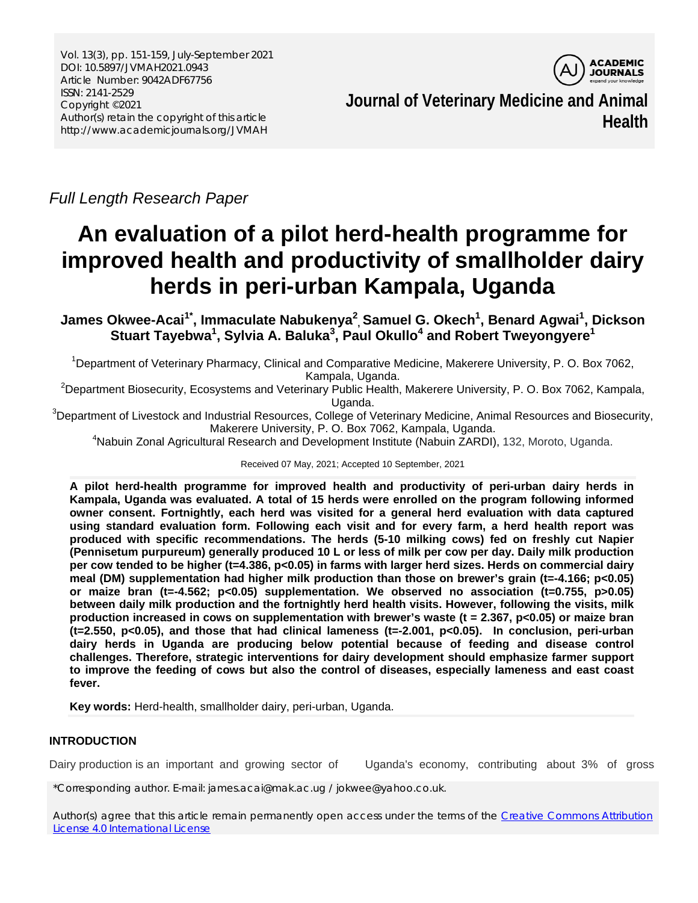*Full Length Research Paper*

# An evaluation of a pilot herd-health programme for improved health and productivity of smallholder dairy herds in peri-urban Kampala, Uganda

**James Okwee-Acai[1*], Immaculate Nabukenya[2], Samuel G. Okech[1], Benard Agwai[1], Dickson Stuart Tayebwa[1], Sylvia A. Baluka[3], Paul Okullo[4] and Robert Tweyongyere[1]**

[1]Department of Veterinary Pharmacy, Clinical and Comparative Medicine, Makerere University, P. O. Box 7062, Kampala, Uganda.

[2]Department Biosecurity, Ecosystems and Veterinary Public Health, Makerere University, P. O. Box 7062, Kampala, Uganda.

[3]Department of Livestock and Industrial Resources, College of Veterinary Medicine, Animal Resources and Biosecurity, Makerere University, P. O. Box 7062, Kampala, Uganda.

[4]Nabuin Zonal Agricultural Research and Development Institute (Nabuin ZARDI), 132, Moroto, Uganda.

Received 07 May, 2021; Accepted 10 September, 2021

**A pilot herd-health programme for improved health and productivity of peri-urban dairy herds in Kampala, Uganda was evaluated. A total of 15 herds were enrolled on the program following informed owner consent. Fortnightly, each herd was visited for a general herd evaluation with data captured using standard evaluation form. Following each visit and for every farm, a herd health report was produced with specific recommendations. The herds (5-10 milking cows) fed on freshly cut Napier (Pennisetum purpureum) generally produced 10 L or less of milk per cow per day. Daily milk production per cow tended to be higher (t=4.386, p<0.05) in farms with larger herd sizes. Herds on commercial dairy meal (DM) supplementation had higher milk production than those on brewer's grain (t=-4.166; p<0.05) or maize bran (t=-4.562; p<0.05) supplementation. We observed no association (t=0.755, p>0.05) between daily milk production and the fortnightly herd health visits. However, following the visits, milk production increased in cows on supplementation with brewer's waste (t = 2.367, p<0.05) or maize bran (t=2.550, p<0.05), and those that had clinical lameness (t=-2.001, p<0.05). In conclusion, peri-urban dairy herds in Uganda are producing below potential because of feeding and disease control challenges. Therefore, strategic interventions for dairy development should emphasize farmer support to improve the feeding of cows but also the control of diseases, especially lameness and east coast fever.**

**Key words:** Herd-health, smallholder dairy, peri-urban, Uganda.

## INTRODUCTION

Dairy production is an important and growing sector of Uganda's economy, contributing about 3% of gross

*Corresponding author. E-mail: james.acai@mak.ac.ug / jokwee@yahoo.co.uk.

Author(s) agree that this article remain permanently open access under the terms of the Creative Commons Attribution License 4.0 International License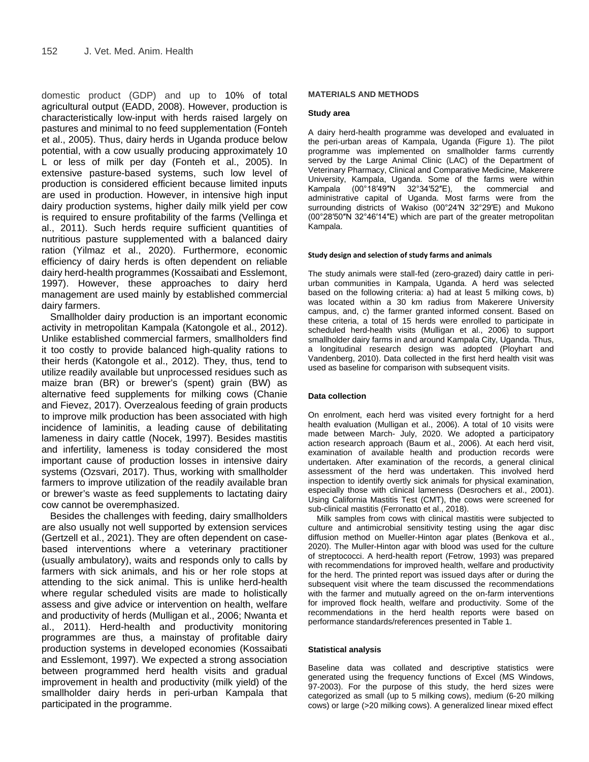domestic product (GDP) and up to 10% of total agricultural output (EADD, 2008). However, production is characteristically low-input with herds raised largely on pastures and minimal to no feed supplementation (Fonteh et al., 2005). Thus, dairy herds in Uganda produce below potential, with a cow usually producing approximately 10 L or less of milk per day (Fonteh et al., 2005). In extensive pasture-based systems, such low level of production is considered efficient because limited inputs are used in production. However, in intensive high input dairy production systems, higher daily milk yield per cow is required to ensure profitability of the farms (Vellinga et al., 2011). Such herds require sufficient quantities of nutritious pasture supplemented with a balanced dairy ration (Yilmaz et al., 2020). Furthermore, economic efficiency of dairy herds is often dependent on reliable dairy herd-health programmes (Kossaibati and Esslemont, 1997). However, these approaches to dairy herd management are used mainly by established commercial dairy farmers.

Smallholder dairy production is an important economic activity in metropolitan Kampala (Katongole et al., 2012). Unlike established commercial farmers, smallholders find it too costly to provide balanced high-quality rations to their herds (Katongole et al., 2012). They, thus, tend to utilize readily available but unprocessed residues such as maize bran (BR) or brewer's (spent) grain (BW) as alternative feed supplements for milking cows (Chanie and Fievez, 2017). Overzealous feeding of grain products to improve milk production has been associated with high incidence of laminitis, a leading cause of debilitating lameness in dairy cattle (Nocek, 1997). Besides mastitis and infertility, lameness is today considered the most important cause of production losses in intensive dairy systems (Ozsvari, 2017). Thus, working with smallholder farmers to improve utilization of the readily available bran or brewer's waste as feed supplements to lactating dairy cow cannot be overemphasized.

Besides the challenges with feeding, dairy smallholders are also usually not well supported by extension services (Gertzell et al., 2021). They are often dependent on case-based interventions where a veterinary practitioner (usually ambulatory), waits and responds only to calls by farmers with sick animals, and his or her role stops at attending to the sick animal. This is unlike herd-health where regular scheduled visits are made to holistically assess and give advice or intervention on health, welfare and productivity of herds (Mulligan et al., 2006; Nwanta et al., 2011). Herd-health and productivity monitoring programmes are thus, a mainstay of profitable dairy production systems in developed economies (Kossaibati and Esslemont, 1997). We expected a strong association between programmed herd health visits and gradual improvement in health and productivity (milk yield) of the smallholder dairy herds in peri-urban Kampala that participated in the programme.

## MATERIALS AND METHODS

### Study area

A dairy herd-health programme was developed and evaluated in the peri-urban areas of Kampala, Uganda (Figure 1). The pilot programme was implemented on smallholder farms currently served by the Large Animal Clinic (LAC) of the Department of Veterinary Pharmacy, Clinical and Comparative Medicine, Makerere University, Kampala, Uganda. Some of the farms were within Kampala (00°18′49″N 32°34′52″E), the commercial and administrative capital of Uganda. Most farms were from the surrounding districts of Wakiso (00°24′N 32°29′E) and Mukono (00°28′50″N 32°46′14″E) which are part of the greater metropolitan Kampala.

### Study design and selection of study farms and animals

The study animals were stall-fed (zero-grazed) dairy cattle in peri-urban communities in Kampala, Uganda. A herd was selected based on the following criteria: a) had at least 5 milking cows, b) was located within a 30 km radius from Makerere University campus, and, c) the farmer granted informed consent. Based on these criteria, a total of 15 herds were enrolled to participate in scheduled herd-health visits (Mulligan et al., 2006) to support smallholder dairy farms in and around Kampala City, Uganda. Thus, a longitudinal research design was adopted (Ployhart and Vandenberg, 2010). Data collected in the first herd health visit was used as baseline for comparison with subsequent visits.

### Data collection

On enrolment, each herd was visited every fortnight for a herd health evaluation (Mulligan et al., 2006). A total of 10 visits were made between March- July, 2020. We adopted a participatory action research approach (Baum et al., 2006). At each herd visit, examination of available health and production records were undertaken. After examination of the records, a general clinical assessment of the herd was undertaken. This involved herd inspection to identify overtly sick animals for physical examination, especially those with clinical lameness (Desrochers et al., 2001). Using California Mastitis Test (CMT), the cows were screened for sub-clinical mastitis (Ferronatto et al., 2018).

Milk samples from cows with clinical mastitis were subjected to culture and antimicrobial sensitivity testing using the agar disc diffusion method on Mueller-Hinton agar plates (Benkova et al., 2020). The Muller-Hinton agar with blood was used for the culture of streptococci. A herd-health report (Fetrow, 1993) was prepared with recommendations for improved health, welfare and productivity for the herd. The printed report was issued days after or during the subsequent visit where the team discussed the recommendations with the farmer and mutually agreed on the on-farm interventions for improved flock health, welfare and productivity. Some of the recommendations in the herd health reports were based on performance standards/references presented in Table 1.

### Statistical analysis

Baseline data was collated and descriptive statistics were generated using the frequency functions of Excel (MS Windows, 97-2003). For the purpose of this study, the herd sizes were categorized as small (up to 5 milking cows), medium (6-20 milking cows) or large (>20 milking cows). A generalized linear mixed effect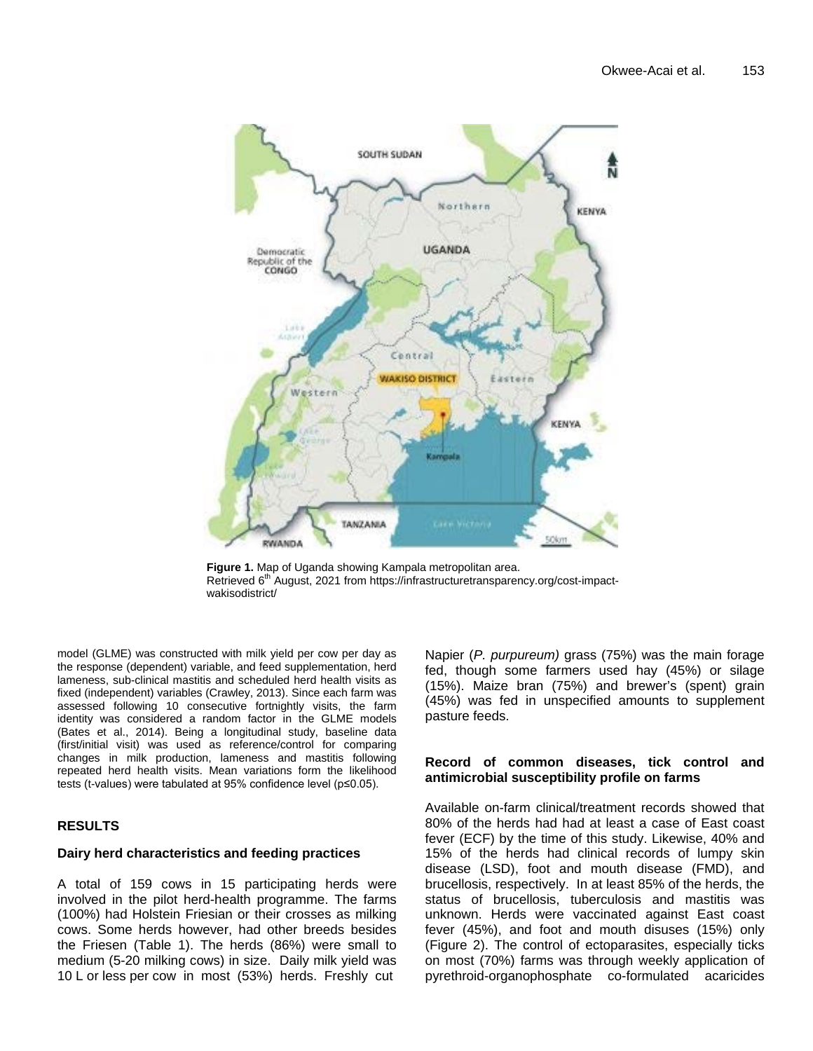Figure 1. Map of Uganda showing Kampala metropolitan area.
Retrieved 6th August, 2021 from https://infrastructuretransparency.org/cost-impact-wakisodistrict/

model (GLME) was constructed with milk yield per cow per day as the response (dependent) variable, and feed supplementation, herd lameness, sub-clinical mastitis and scheduled herd health visits as fixed (independent) variables (Crawley, 2013). Since each farm was assessed following 10 consecutive fortnightly visits, the farm identity was considered a random factor in the GLME models (Bates et al., 2014). Being a longitudinal study, baseline data (first/initial visit) was used as reference/control for comparing changes in milk production, lameness and mastitis following repeated herd health visits. Mean variations form the likelihood tests (t-values) were tabulated at 95% confidence level ($p \leq 0.05$).

## RESULTS

### Dairy herd characteristics and feeding practices

A total of 159 cows in 15 participating herds were involved in the pilot herd-health programme. The farms (100%) had Holstein Friesian or their crosses as milking cows. Some herds however, had other breeds besides the Friesen (Table 1). The herds (86%) were small to medium (5-20 milking cows) in size. Daily milk yield was 10 L or less per cow in most (53%) herds. Freshly cut Napier (*P. purpureum)* grass (75%) was the main forage fed, though some farmers used hay (45%) or silage (15%). Maize bran (75%) and brewer's (spent) grain (45%) was fed in unspecified amounts to supplement pasture feeds.

### Record of common diseases, tick control and antimicrobial susceptibility profile on farms

Available on-farm clinical/treatment records showed that 80% of the herds had had at least a case of East coast fever (ECF) by the time of this study. Likewise, 40% and 15% of the herds had clinical records of lumpy skin disease (LSD), foot and mouth disease (FMD), and brucellosis, respectively. In at least 85% of the herds, the status of brucellosis, tuberculosis and mastitis was unknown. Herds were vaccinated against East coast fever (45%), and foot and mouth disuses (15%) only (Figure 2). The control of ectoparasites, especially ticks on most (70%) farms was through weekly application of pyrethroid-organophosphate co-formulated acaricides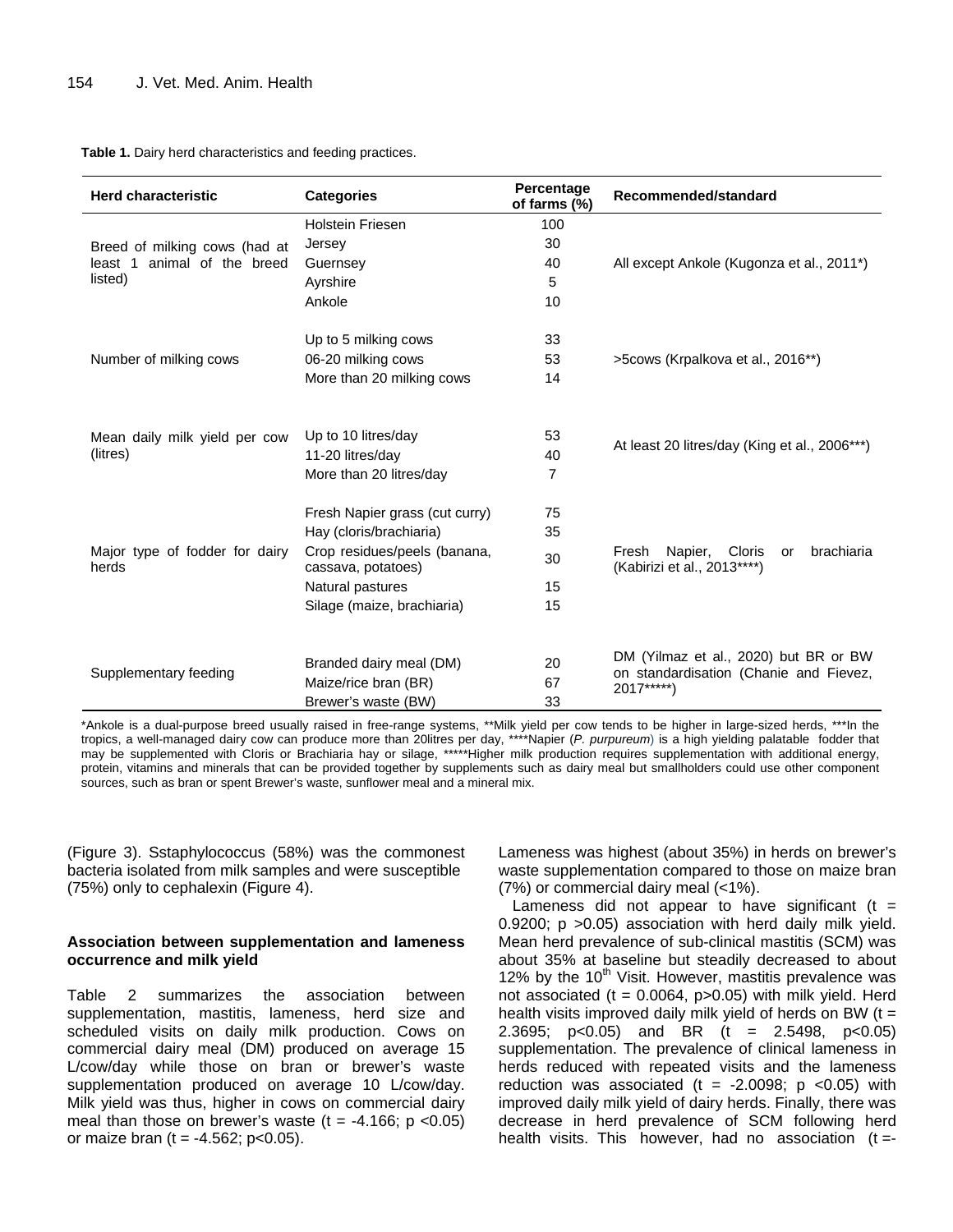**Table 1.** Dairy herd characteristics and feeding practices.

| Herd characteristic | Categories | Percentage of farms (%) | Recommended/standard |
|---|---|---|---|
| Breed of milking cows (had at least 1 animal of the breed listed) | Holstein Friesen | 100 | All except Ankole (Kugonza et al., 2011*) |
| | Jersey | 30 | |
| | Guernsey | 40 | |
| | Ayrshire | 5 | |
| | Ankole | 10 | |
| Number of milking cows | Up to 5 milking cows | 33 | >5cows (Krpalkova et al., 2016**) |
| | 06-20 milking cows | 53 | |
| | More than 20 milking cows | 14 | |
| Mean daily milk yield per cow (litres) | Up to 10 litres/day | 53 | At least 20 litres/day (King et al., 2006***) |
| | 11-20 litres/day | 40 | |
| | More than 20 litres/day | 7 | |
| Major type of fodder for dairy herds | Fresh Napier grass (cut curry) | 75 | Fresh Napier, Cloris or brachiaria (Kabirizi et al., 2013****) |
| | Hay (cloris/brachiaria) | 35 | |
| | Crop residues/peels (banana, cassava, potatoes) | 30 | |
| | Natural pastures | 15 | |
| | Silage (maize, brachiaria) | 15 | |
| Supplementary feeding | Branded dairy meal (DM) | 20 | DM (Yilmaz et al., 2020) but BR or BW on standardisation (Chanie and Fievez, 2017*****) |
| | Maize/rice bran (BR) | 67 | |
| | Brewer's waste (BW) | 33 | |

*Ankole is a dual-purpose breed usually raised in free-range systems, **Milk yield per cow tends to be higher in large-sized herds, ***In the tropics, a well-managed dairy cow can produce more than 20litres per day, ****Napier (*P. purpureum*) is a high yielding palatable fodder that may be supplemented with Cloris or Brachiaria hay or silage, *****Higher milk production requires supplementation with additional energy, protein, vitamins and minerals that can be provided together by supplements such as dairy meal but smallholders could use other component sources, such as bran or spent Brewer's waste, sunflower meal and a mineral mix.

(Figure 3). Sstaphylococcus (58%) was the commonest bacteria isolated from milk samples and were susceptible (75%) only to cephalexin (Figure 4).

### Association between supplementation and lameness occurrence and milk yield

Table 2 summarizes the association between supplementation, mastitis, lameness, herd size and scheduled visits on daily milk production. Cows on commercial dairy meal (DM) produced on average 15 L/cow/day while those on bran or brewer's waste supplementation produced on average 10 L/cow/day. Milk yield was thus, higher in cows on commercial dairy meal than those on brewer's waste ($t = -4.166$; $p < 0.05$) or maize bran ($t = -4.562$; $p < 0.05$).

Lameness was highest (about 35%) in herds on brewer's waste supplementation compared to those on maize bran (7%) or commercial dairy meal (<1%).

Lameness did not appear to have significant ($t = 0.9200$; $p > 0.05$) association with herd daily milk yield. Mean herd prevalence of sub-clinical mastitis (SCM) was about 35% at baseline but steadily decreased to about 12% by the 10th Visit. However, mastitis prevalence was not associated ($t = 0.0064$, $p > 0.05$) with milk yield. Herd health visits improved daily milk yield of herds on BW ($t = 2.3695$; $p < 0.05$) and BR ($t = 2.5498$, $p < 0.05$) supplementation. The prevalence of clinical lameness in herds reduced with repeated visits and the lameness reduction was associated ($t = -2.0098$; $p < 0.05$) with improved daily milk yield of dairy herds. Finally, there was decrease in herd prevalence of SCM following herd health visits. This however, had no association (t =-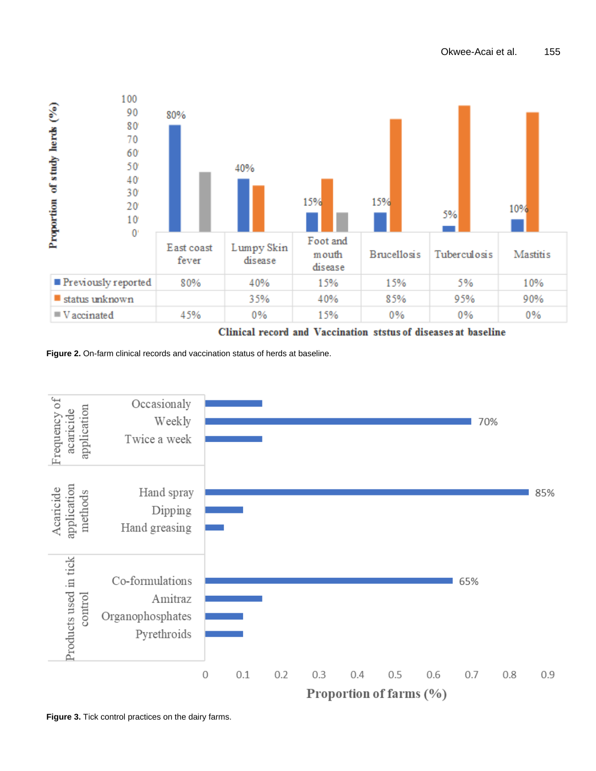| | East coast fever | Lumpy Skin disease | Foot and mouth disease | Brucellosis | Tuberculosis | Mastitis |
|---|---|---|---|---|---|---|
| Previously reported | 80% | 40% | 15% | 15% | 5% | 10% |
| status unknown | | 35% | 40% | 85% | 95% | 90% |
| Vaccinated | 45% | 0% | 15% | 0% | 0% | 0% |

Clinical record and Vaccination ststus of diseases at baseline

**Figure 2.** On-farm clinical records and vaccination status of herds at baseline.

**Figure 3.** Tick control practices on the dairy farms.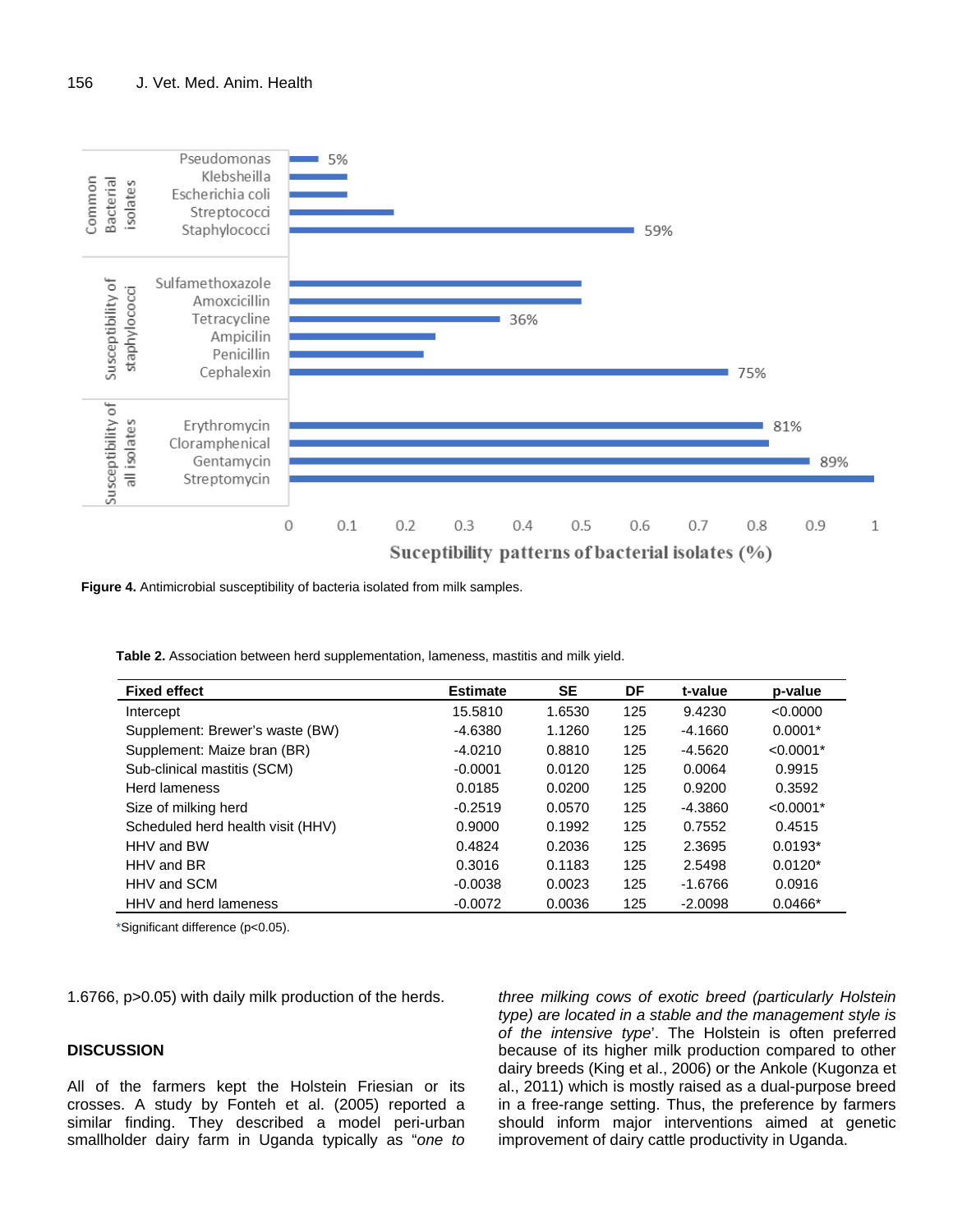Figure 4. Antimicrobial susceptibility of bacteria isolated from milk samples.

**Table 2.** Association between herd supplementation, lameness, mastitis and milk yield.

| Fixed effect | Estimate | SE | DF | t-value | p-value |
|---|---|---|---|---|---|
| Intercept | 15.5810 | 1.6530 | 125 | 9.4230 | <0.0000 |
| Supplement: Brewer's waste (BW) | -4.6380 | 1.1260 | 125 | -4.1660 | 0.0001* |
| Supplement: Maize bran (BR) | -4.0210 | 0.8810 | 125 | -4.5620 | <0.0001* |
| Sub-clinical mastitis (SCM) | -0.0001 | 0.0120 | 125 | 0.0064 | 0.9915 |
| Herd lameness | 0.0185 | 0.0200 | 125 | 0.9200 | 0.3592 |
| Size of milking herd | -0.2519 | 0.0570 | 125 | -4.3860 | <0.0001* |
| Scheduled herd health visit (HHV) | 0.9000 | 0.1992 | 125 | 0.7552 | 0.4515 |
| HHV and BW | 0.4824 | 0.2036 | 125 | 2.3695 | 0.0193* |
| HHV and BR | 0.3016 | 0.1183 | 125 | 2.5498 | 0.0120* |
| HHV and SCM | -0.0038 | 0.0023 | 125 | -1.6766 | 0.0916 |
| HHV and herd lameness | -0.0072 | 0.0036 | 125 | -2.0098 | 0.0466* |

*Significant difference ($p<0.05$).

1.6766, $p>0.05$) with daily milk production of the herds.

## DISCUSSION

All of the farmers kept the Holstein Friesian or its crosses. A study by Fonteh et al. (2005) reported a similar finding. They described a model peri-urban smallholder dairy farm in Uganda typically as "*one to three milking cows of exotic breed (particularly Holstein type) are located in a stable and the management style is of the intensive type*'. The Holstein is often preferred because of its higher milk production compared to other dairy breeds (King et al., 2006) or the Ankole (Kugonza et al., 2011) which is mostly raised as a dual-purpose breed in a free-range setting. Thus, the preference by farmers should inform major interventions aimed at genetic improvement of dairy cattle productivity in Uganda.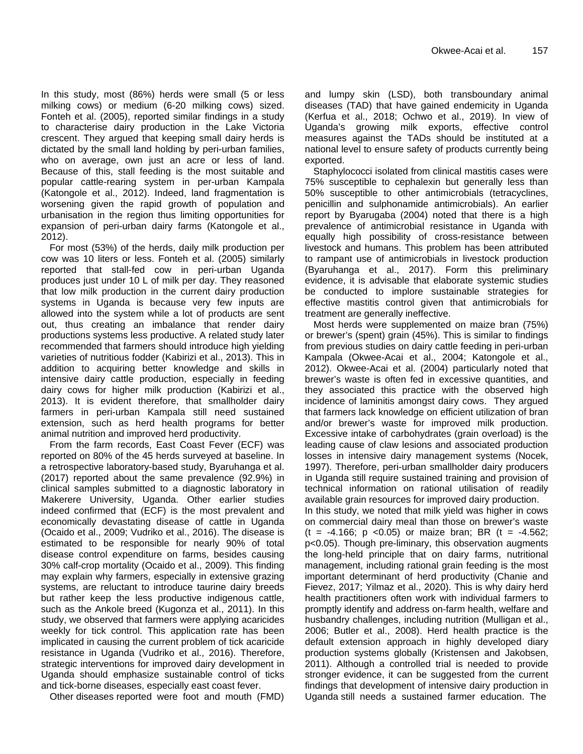In this study, most (86%) herds were small (5 or less milking cows) or medium (6-20 milking cows) sized. Fonteh et al. (2005), reported similar findings in a study to characterise dairy production in the Lake Victoria crescent. They argued that keeping small dairy herds is dictated by the small land holding by peri-urban families, who on average, own just an acre or less of land. Because of this, stall feeding is the most suitable and popular cattle-rearing system in per-urban Kampala (Katongole et al., 2012). Indeed, land fragmentation is worsening given the rapid growth of population and urbanisation in the region thus limiting opportunities for expansion of peri-urban dairy farms (Katongole et al., 2012).

For most (53%) of the herds, daily milk production per cow was 10 liters or less. Fonteh et al. (2005) similarly reported that stall-fed cow in peri-urban Uganda produces just under 10 L of milk per day. They reasoned that low milk production in the current dairy production systems in Uganda is because very few inputs are allowed into the system while a lot of products are sent out, thus creating an imbalance that render dairy productions systems less productive. A related study later recommended that farmers should introduce high yielding varieties of nutritious fodder (Kabirizi et al., 2013). This in addition to acquiring better knowledge and skills in intensive dairy cattle production, especially in feeding dairy cows for higher milk production (Kabirizi et al., 2013). It is evident therefore, that smallholder dairy farmers in peri-urban Kampala still need sustained extension, such as herd health programs for better animal nutrition and improved herd productivity.

From the farm records, East Coast Fever (ECF) was reported on 80% of the 45 herds surveyed at baseline. In a retrospective laboratory-based study, Byaruhanga et al. (2017) reported about the same prevalence (92.9%) in clinical samples submitted to a diagnostic laboratory in Makerere University, Uganda. Other earlier studies indeed confirmed that (ECF) is the most prevalent and economically devastating disease of cattle in Uganda (Ocaido et al., 2009; Vudriko et al., 2016). The disease is estimated to be responsible for nearly 90% of total disease control expenditure on farms, besides causing 30% calf-crop mortality (Ocaido et al., 2009). This finding may explain why farmers, especially in extensive grazing systems, are reluctant to introduce taurine dairy breeds but rather keep the less productive indigenous cattle, such as the Ankole breed (Kugonza et al., 2011). In this study, we observed that farmers were applying acaricides weekly for tick control. This application rate has been implicated in causing the current problem of tick acaricide resistance in Uganda (Vudriko et al., 2016). Therefore, strategic interventions for improved dairy development in Uganda should emphasize sustainable control of ticks and tick-borne diseases, especially east coast fever.

Other diseases reported were foot and mouth (FMD) and lumpy skin (LSD), both transboundary animal diseases (TAD) that have gained endemicity in Uganda (Kerfua et al., 2018; Ochwo et al., 2019). In view of Uganda's growing milk exports, effective control measures against the TADs should be instituted at a national level to ensure safety of products currently being exported.

Staphylococci isolated from clinical mastitis cases were 75% susceptible to cephalexin but generally less than 50% susceptible to other antimicrobials (tetracyclines, penicillin and sulphonamide antimicrobials). An earlier report by Byarugaba (2004) noted that there is a high prevalence of antimicrobial resistance in Uganda with equally high possibility of cross-resistance between livestock and humans. This problem has been attributed to rampant use of antimicrobials in livestock production (Byaruhanga et al., 2017). Form this preliminary evidence, it is advisable that elaborate systemic studies be conducted to implore sustainable strategies for effective mastitis control given that antimicrobials for treatment are generally ineffective.

Most herds were supplemented on maize bran (75%) or brewer's (spent) grain (45%). This is similar to findings from previous studies on dairy cattle feeding in peri-urban Kampala (Okwee-Acai et al., 2004; Katongole et al., 2012). Okwee-Acai et al. (2004) particularly noted that brewer's waste is often fed in excessive quantities, and they associated this practice with the observed high incidence of laminitis amongst dairy cows. They argued that farmers lack knowledge on efficient utilization of bran and/or brewer's waste for improved milk production. Excessive intake of carbohydrates (grain overload) is the leading cause of claw lesions and associated production losses in intensive dairy management systems (Nocek, 1997). Therefore, peri-urban smallholder dairy producers in Uganda still require sustained training and provision of technical information on rational utilisation of readily available grain resources for improved dairy production.

In this study, we noted that milk yield was higher in cows on commercial dairy meal than those on brewer's waste ($t = -4.166$; $p < 0.05$) or maize bran; BR ($t = -4.562$; $p < 0.05$). Though pre-liminary, this observation augments the long-held principle that on dairy farms, nutritional management, including rational grain feeding is the most important determinant of herd productivity (Chanie and Fievez, 2017; Yilmaz et al., 2020). This is why dairy herd health practitioners often work with individual farmers to promptly identify and address on-farm health, welfare and husbandry challenges, including nutrition (Mulligan et al., 2006; Butler et al., 2008). Herd health practice is the default extension approach in highly developed diary production systems globally (Kristensen and Jakobsen, 2011). Although a controlled trial is needed to provide stronger evidence, it can be suggested from the current findings that development of intensive dairy production in Uganda still needs a sustained farmer education. The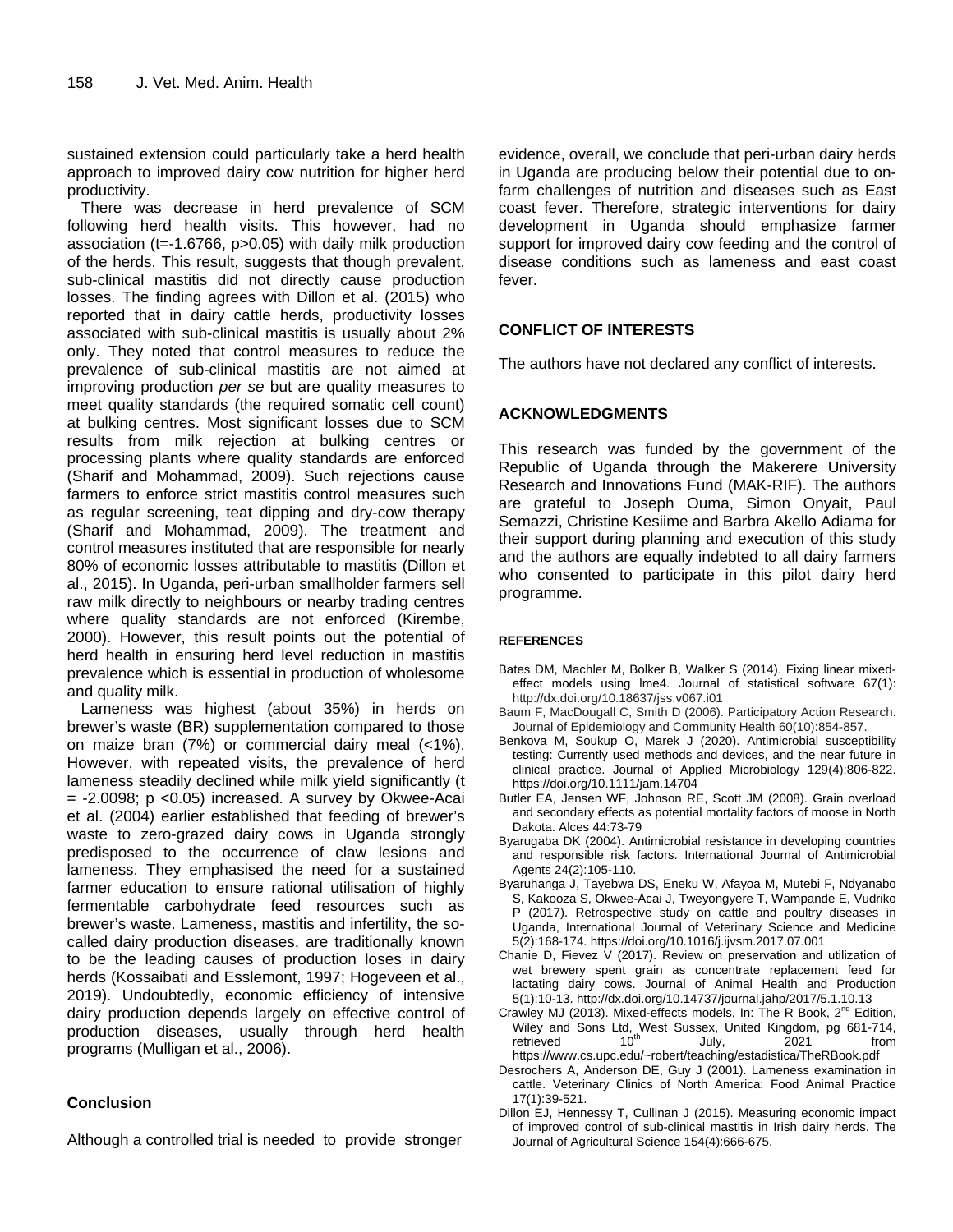sustained extension could particularly take a herd health approach to improved dairy cow nutrition for higher herd productivity.

There was decrease in herd prevalence of SCM following herd health visits. This however, had no association ($t=-1.6766$, $p>0.05$) with daily milk production of the herds. This result, suggests that though prevalent, sub-clinical mastitis did not directly cause production losses. The finding agrees with Dillon et al. (2015) who reported that in dairy cattle herds, productivity losses associated with sub-clinical mastitis is usually about 2% only. They noted that control measures to reduce the prevalence of sub-clinical mastitis are not aimed at improving production *per se* but are quality measures to meet quality standards (the required somatic cell count) at bulking centres. Most significant losses due to SCM results from milk rejection at bulking centres or processing plants where quality standards are enforced (Sharif and Mohammad, 2009). Such rejections cause farmers to enforce strict mastitis control measures such as regular screening, teat dipping and dry-cow therapy (Sharif and Mohammad, 2009). The treatment and control measures instituted that are responsible for nearly 80% of economic losses attributable to mastitis (Dillon et al., 2015). In Uganda, peri-urban smallholder farmers sell raw milk directly to neighbours or nearby trading centres where quality standards are not enforced (Kirembe, 2000). However, this result points out the potential of herd health in ensuring herd level reduction in mastitis prevalence which is essential in production of wholesome and quality milk.

Lameness was highest (about 35%) in herds on brewer's waste (BR) supplementation compared to those on maize bran (7%) or commercial dairy meal (<1%). However, with repeated visits, the prevalence of herd lameness steadily declined while milk yield significantly ($t = -2.0098$; $p < 0.05$) increased. A survey by Okwee-Acai et al. (2004) earlier established that feeding of brewer's waste to zero-grazed dairy cows in Uganda strongly predisposed to the occurrence of claw lesions and lameness. They emphasised the need for a sustained farmer education to ensure rational utilisation of highly fermentable carbohydrate feed resources such as brewer's waste. Lameness, mastitis and infertility, the so-called dairy production diseases, are traditionally known to be the leading causes of production loses in dairy herds (Kossaibati and Esslemont, 1997; Hogeveen et al., 2019). Undoubtedly, economic efficiency of intensive dairy production depends largely on effective control of production diseases, usually through herd health programs (Mulligan et al., 2006).

## Conclusion

Although a controlled trial is needed to provide stronger evidence, overall, we conclude that peri-urban dairy herds in Uganda are producing below their potential due to on-farm challenges of nutrition and diseases such as East coast fever. Therefore, strategic interventions for dairy development in Uganda should emphasize farmer support for improved dairy cow feeding and the control of disease conditions such as lameness and east coast fever.

## CONFLICT OF INTERESTS

The authors have not declared any conflict of interests.

## ACKNOWLEDGMENTS

This research was funded by the government of the Republic of Uganda through the Makerere University Research and Innovations Fund (MAK-RIF). The authors are grateful to Joseph Ouma, Simon Onyait, Paul Semazzi, Christine Kesiime and Barbra Akello Adiama for their support during planning and execution of this study and the authors are equally indebted to all dairy farmers who consented to participate in this pilot dairy herd programme.

## REFERENCES

Bates DM, Machler M, Bolker B, Walker S (2014). Fixing linear mixed-effect models using lme4. Journal of statistical software 67(1): http://dx.doi.org/10.18637/jss.v067.i01

Baum F, MacDougall C, Smith D (2006). Participatory Action Research. Journal of Epidemiology and Community Health 60(10):854-857.

Benkova M, Soukup O, Marek J (2020). Antimicrobial susceptibility testing: Currently used methods and devices, and the near future in clinical practice. Journal of Applied Microbiology 129(4):806-822. https://doi.org/10.1111/jam.14704

Butler EA, Jensen WF, Johnson RE, Scott JM (2008). Grain overload and secondary effects as potential mortality factors of moose in North Dakota. Alces 44:73-79

Byarugaba DK (2004). Antimicrobial resistance in developing countries and responsible risk factors. International Journal of Antimicrobial Agents 24(2):105-110.

Byaruhanga J, Tayebwa DS, Eneku W, Afayoa M, Mutebi F, Ndyanabo S, Kakooza S, Okwee-Acai J, Tweyongyere T, Wampande E, Vudriko P (2017). Retrospective study on cattle and poultry diseases in Uganda, International Journal of Veterinary Science and Medicine 5(2):168-174. https://doi.org/10.1016/j.ijvsm.2017.07.001

Chanie D, Fievez V (2017). Review on preservation and utilization of wet brewery spent grain as concentrate replacement feed for lactating dairy cows. Journal of Animal Health and Production 5(1):10-13. http://dx.doi.org/10.14737/journal.jahp/2017/5.1.10.13

Crawley MJ (2013). Mixed-effects models, In: The R Book, 2nd Edition, Wiley and Sons Ltd, West Sussex, United Kingdom, pg 681-714, retrieved 10th July, 2021 from https://www.cs.upc.edu/~robert/teaching/estadistica/TheRBook.pdf

Desrochers A, Anderson DE, Guy J (2001). Lameness examination in cattle. Veterinary Clinics of North America: Food Animal Practice 17(1):39-521.

Dillon EJ, Hennessy T, Cullinan J (2015). Measuring economic impact of improved control of sub-clinical mastitis in Irish dairy herds. The Journal of Agricultural Science 154(4):666-675.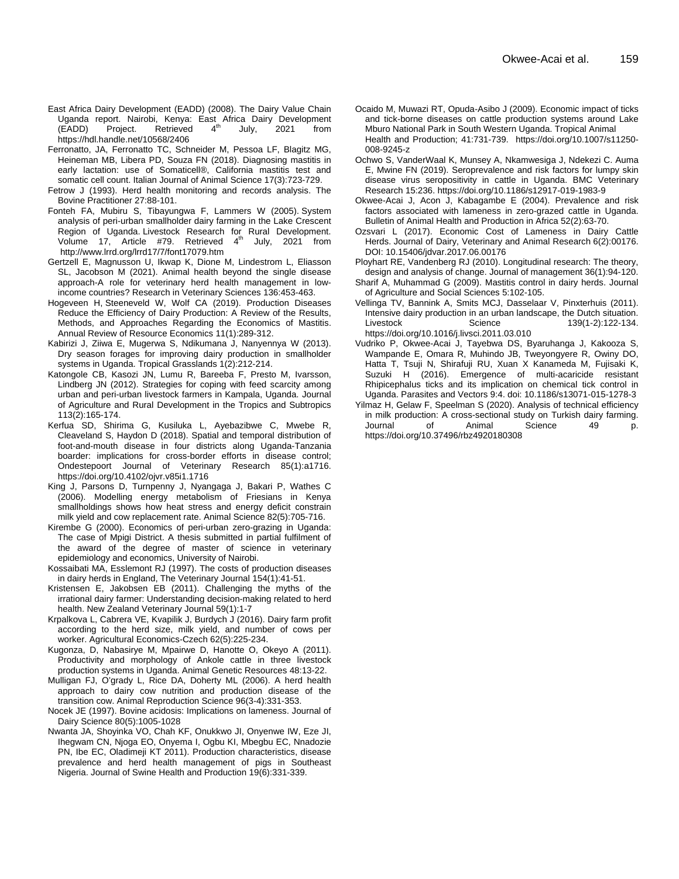East Africa Dairy Development (EADD) (2008). The Dairy Value Chain Uganda report. Nairobi, Kenya: East Africa Dairy Development (EADD) Project. Retrieved 4th July, 2021 from https://hdl.handle.net/10568/2406

Ferronatto, JA, Ferronatto TC, Schneider M, Pessoa LF, Blagitz MG, Heineman MB, Libera PD, Souza FN (2018). Diagnosing mastitis in early lactation: use of Somaticell®, California mastitis test and somatic cell count. Italian Journal of Animal Science 17(3):723-729.

Fetrow J (1993). Herd health monitoring and records analysis. The Bovine Practitioner 27:88-101.

Fonteh FA, Mubiru S, Tibayungwa F, Lammers W (2005). System analysis of peri-urban smallholder dairy farming in the Lake Crescent Region of Uganda. Livestock Research for Rural Development. Volume 17, Article #79. Retrieved 4th July, 2021 from http://www.lrrd.org/lrrd17/7/font17079.htm

Gertzell E, Magnusson U, Ikwap K, Dione M, Lindestrom L, Eliasson SL, Jacobson M (2021). Animal health beyond the single disease approach-A role for veterinary herd health management in low-income countries? Research in Veterinary Sciences 136:453-463.

Hogeveen H, Steeneveld W, Wolf CA (2019). Production Diseases Reduce the Efficiency of Dairy Production: A Review of the Results, Methods, and Approaches Regarding the Economics of Mastitis. Annual Review of Resource Economics 11(1):289-312.

Kabirizi J, Ziiwa E, Mugerwa S, Ndikumana J, Nanyennya W (2013). Dry season forages for improving dairy production in smallholder systems in Uganda. Tropical Grasslands 1(2):212-214.

Katongole CB, Kasozi JN, Lumu R, Bareeba F, Presto M, Ivarsson, Lindberg JN (2012). Strategies for coping with feed scarcity among urban and peri-urban livestock farmers in Kampala, Uganda. Journal of Agriculture and Rural Development in the Tropics and Subtropics 113(2):165-174.

Kerfua SD, Shirima G, Kusiluka L, Ayebazibwe C, Mwebe R, Cleaveland S, Haydon D (2018). Spatial and temporal distribution of foot-and-mouth disease in four districts along Uganda-Tanzania boarder: implications for cross-border efforts in disease control; Ondestepoort Journal of Veterinary Research 85(1):a1716. https://doi.org/10.4102/ojvr.v85i1.1716

King J, Parsons D, Turnpenny J, Nyangaga J, Bakari P, Wathes C (2006). Modelling energy metabolism of Friesians in Kenya smallholdings shows how heat stress and energy deficit constrain milk yield and cow replacement rate. Animal Science 82(5):705-716.

Kirembe G (2000). Economics of peri-urban zero-grazing in Uganda: The case of Mpigi District. A thesis submitted in partial fulfilment of the award of the degree of master of science in veterinary epidemiology and economics, University of Nairobi.

Kossaibati MA, Esslemont RJ (1997). The costs of production diseases in dairy herds in England, The Veterinary Journal 154(1):41-51.

Kristensen E, Jakobsen EB (2011). Challenging the myths of the irrational dairy farmer: Understanding decision-making related to herd health. New Zealand Veterinary Journal 59(1):1-7

Krpalkova L, Cabrera VE, Kvapilik J, Burdych J (2016). Dairy farm profit according to the herd size, milk yield, and number of cows per worker. Agricultural Economics-Czech 62(5):225-234.

Kugonza, D, Nabasirye M, Mpairwe D, Hanotte O, Okeyo A (2011). Productivity and morphology of Ankole cattle in three livestock production systems in Uganda. Animal Genetic Resources 48:13-22.

Mulligan FJ, O'grady L, Rice DA, Doherty ML (2006). A herd health approach to dairy cow nutrition and production disease of the transition cow. Animal Reproduction Science 96(3-4):331-353.

Nocek JE (1997). Bovine acidosis: Implications on lameness. Journal of Dairy Science 80(5):1005-1028

Nwanta JA, Shoyinka VO, Chah KF, Onukkwo JI, Onyenwe IW, Eze JI, Ihegwam CN, Njoga EO, Onyema I, Ogbu KI, Mbegbu EC, Nnadozie PN, Ibe EC, Oladimeji KT 2011). Production characteristics, disease prevalence and herd health management of pigs in Southeast Nigeria. Journal of Swine Health and Production 19(6):331-339.

Ocaido M, Muwazi RT, Opuda-Asibo J (2009). Economic impact of ticks and tick-borne diseases on cattle production systems around Lake Mburo National Park in South Western Uganda. Tropical Animal Health and Production; 41:731-739. https://doi.org/10.1007/s11250-008-9245-z

Ochwo S, VanderWaal K, Munsey A, Nkamwesiga J, Ndekezi C. Auma E, Mwine FN (2019). Seroprevalence and risk factors for lumpy skin disease virus seropositivity in cattle in Uganda. BMC Veterinary Research 15:236. https://doi.org/10.1186/s12917-019-1983-9

Okwee-Acai J, Acon J, Kabagambe E (2004). Prevalence and risk factors associated with lameness in zero-grazed cattle in Uganda. Bulletin of Animal Health and Production in Africa 52(2):63-70.

Ozsvari L (2017). Economic Cost of Lameness in Dairy Cattle Herds. Journal of Dairy, Veterinary and Animal Research 6(2):00176. DOI: 10.15406/jdvar.2017.06.00176

Ployhart RE, Vandenberg RJ (2010). Longitudinal research: The theory, design and analysis of change. Journal of management 36(1):94-120.

Sharif A, Muhammad G (2009). Mastitis control in dairy herds. Journal of Agriculture and Social Sciences 5:102-105.

Vellinga TV, Bannink A, Smits MCJ, Dasselaar V, Pinxterhuis (2011). Intensive dairy production in an urban landscape, the Dutch situation. Livestock Science 139(1-2):122-134. https://doi.org/10.1016/j.livsci.2011.03.010

Vudriko P, Okwee-Acai J, Tayebwa DS, Byaruhanga J, Kakooza S, Wampande E, Omara R, Muhindo JB, Tweyongyere R, Owiny DO, Hatta T, Tsuji N, Shirafuji RU, Xuan X Kanameda M, Fujisaki K, Suzuki H (2016). Emergence of multi-acaricide resistant Rhipicephalus ticks and its implication on chemical tick control in Uganda. Parasites and Vectors 9:4. doi: 10.1186/s13071-015-1278-3

Yilmaz H, Gelaw F, Speelman S (2020). Analysis of technical efficiency in milk production: A cross-sectional study on Turkish dairy farming. Journal of Animal Science 49 p. https://doi.org/10.37496/rbz4920180308